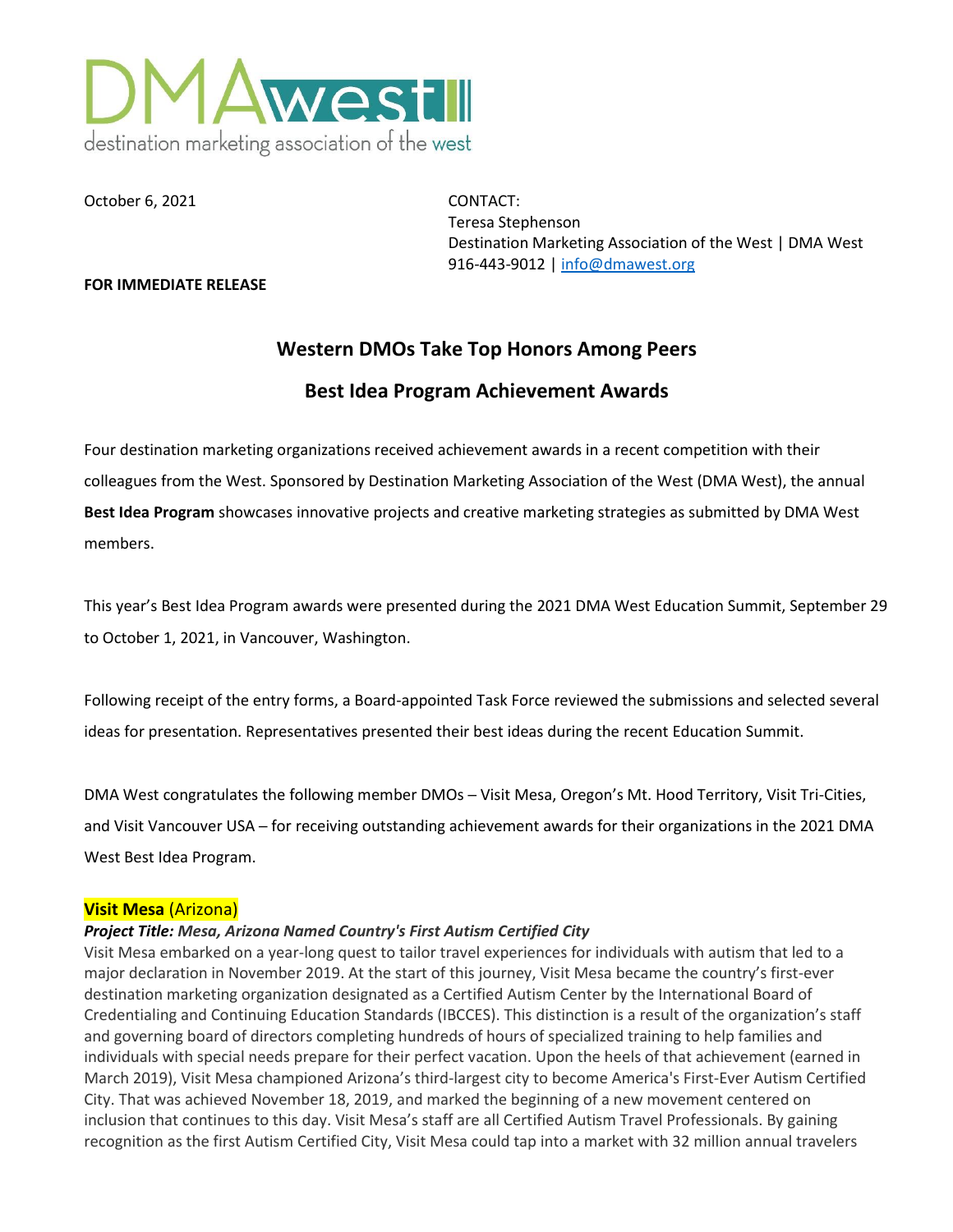DMAwest
destination marketing association of the west

October 6, 2021

CONTACT:
Teresa Stephenson
Destination Marketing Association of the West | DMA West
916-443-9012 | info@dmawest.org

**FOR IMMEDIATE RELEASE**

## Western DMOs Take Top Honors Among Peers

## Best Idea Program Achievement Awards

Four destination marketing organizations received achievement awards in a recent competition with their colleagues from the West. Sponsored by Destination Marketing Association of the West (DMA West), the annual **Best Idea Program** showcases innovative projects and creative marketing strategies as submitted by DMA West members.

This year's Best Idea Program awards were presented during the 2021 DMA West Education Summit, September 29 to October 1, 2021, in Vancouver, Washington.

Following receipt of the entry forms, a Board-appointed Task Force reviewed the submissions and selected several ideas for presentation. Representatives presented their best ideas during the recent Education Summit.

DMA West congratulates the following member DMOs – Visit Mesa, Oregon's Mt. Hood Territory, Visit Tri-Cities, and Visit Vancouver USA – for receiving outstanding achievement awards for their organizations in the 2021 DMA West Best Idea Program.

**Visit Mesa** (Arizona)

***Project Title: Mesa, Arizona Named Country's First Autism Certified City***

Visit Mesa embarked on a year-long quest to tailor travel experiences for individuals with autism that led to a major declaration in November 2019. At the start of this journey, Visit Mesa became the country's first-ever destination marketing organization designated as a Certified Autism Center by the International Board of Credentialing and Continuing Education Standards (IBCCES). This distinction is a result of the organization's staff and governing board of directors completing hundreds of hours of specialized training to help families and individuals with special needs prepare for their perfect vacation. Upon the heels of that achievement (earned in March 2019), Visit Mesa championed Arizona's third-largest city to become America's First-Ever Autism Certified City. That was achieved November 18, 2019, and marked the beginning of a new movement centered on inclusion that continues to this day. Visit Mesa's staff are all Certified Autism Travel Professionals. By gaining recognition as the first Autism Certified City, Visit Mesa could tap into a market with 32 million annual travelers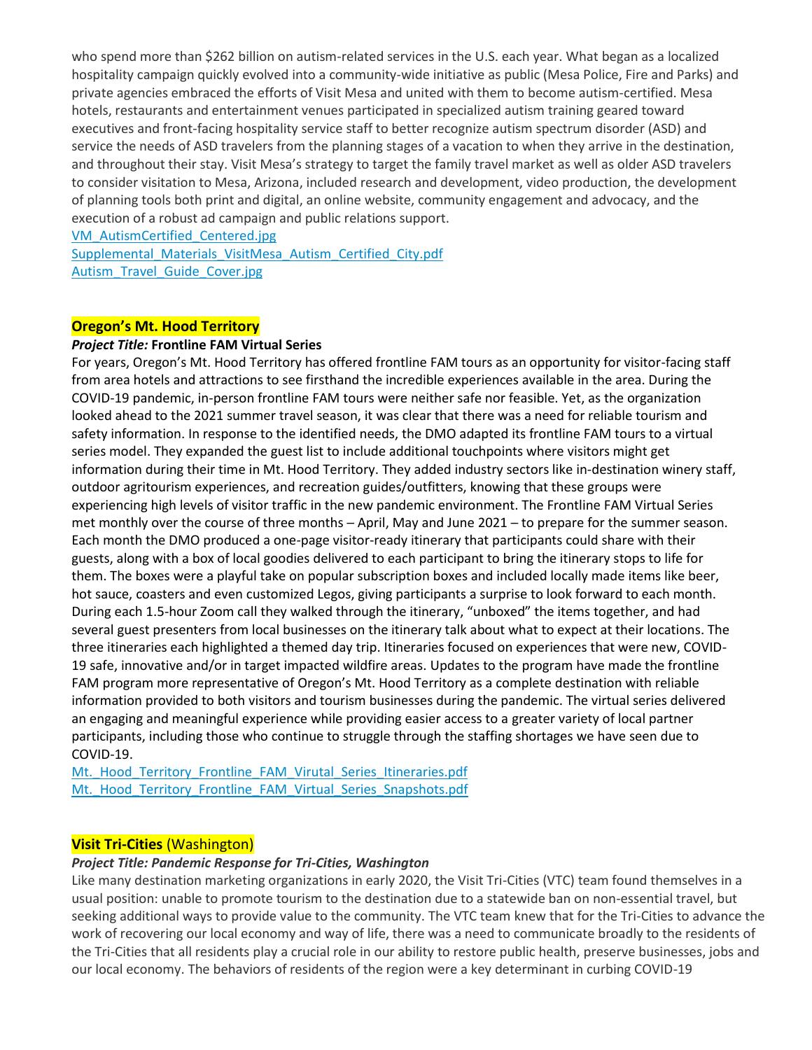who spend more than $262 billion on autism-related services in the U.S. each year. What began as a localized hospitality campaign quickly evolved into a community-wide initiative as public (Mesa Police, Fire and Parks) and private agencies embraced the efforts of Visit Mesa and united with them to become autism-certified. Mesa hotels, restaurants and entertainment venues participated in specialized autism training geared toward executives and front-facing hospitality service staff to better recognize autism spectrum disorder (ASD) and service the needs of ASD travelers from the planning stages of a vacation to when they arrive in the destination, and throughout their stay. Visit Mesa's strategy to target the family travel market as well as older ASD travelers to consider visitation to Mesa, Arizona, included research and development, video production, the development of planning tools both print and digital, an online website, community engagement and advocacy, and the execution of a robust ad campaign and public relations support.
VM_AutismCertified_Centered.jpg
Supplemental_Materials_VisitMesa_Autism_Certified_City.pdf
Autism_Travel_Guide_Cover.jpg

**Oregon's Mt. Hood Territory**

***Project Title:* Frontline FAM Virtual Series**

For years, Oregon's Mt. Hood Territory has offered frontline FAM tours as an opportunity for visitor-facing staff from area hotels and attractions to see firsthand the incredible experiences available in the area. During the COVID-19 pandemic, in-person frontline FAM tours were neither safe nor feasible. Yet, as the organization looked ahead to the 2021 summer travel season, it was clear that there was a need for reliable tourism and safety information. In response to the identified needs, the DMO adapted its frontline FAM tours to a virtual series model. They expanded the guest list to include additional touchpoints where visitors might get information during their time in Mt. Hood Territory. They added industry sectors like in-destination winery staff, outdoor agritourism experiences, and recreation guides/outfitters, knowing that these groups were experiencing high levels of visitor traffic in the new pandemic environment. The Frontline FAM Virtual Series met monthly over the course of three months – April, May and June 2021 – to prepare for the summer season. Each month the DMO produced a one-page visitor-ready itinerary that participants could share with their guests, along with a box of local goodies delivered to each participant to bring the itinerary stops to life for them. The boxes were a playful take on popular subscription boxes and included locally made items like beer, hot sauce, coasters and even customized Legos, giving participants a surprise to look forward to each month. During each 1.5-hour Zoom call they walked through the itinerary, "unboxed" the items together, and had several guest presenters from local businesses on the itinerary talk about what to expect at their locations. The three itineraries each highlighted a themed day trip. Itineraries focused on experiences that were new, COVID-19 safe, innovative and/or in target impacted wildfire areas. Updates to the program have made the frontline FAM program more representative of Oregon's Mt. Hood Territory as a complete destination with reliable information provided to both visitors and tourism businesses during the pandemic. The virtual series delivered an engaging and meaningful experience while providing easier access to a greater variety of local partner participants, including those who continue to struggle through the staffing shortages we have seen due to COVID-19.
Mt._Hood_Territory_Frontline_FAM_Virutal_Series_Itineraries.pdf
Mt._Hood_Territory_Frontline_FAM_Virtual_Series_Snapshots.pdf

**Visit Tri-Cities** (Washington)

***Project Title: Pandemic Response for Tri-Cities, Washington***

Like many destination marketing organizations in early 2020, the Visit Tri-Cities (VTC) team found themselves in a usual position: unable to promote tourism to the destination due to a statewide ban on non-essential travel, but seeking additional ways to provide value to the community. The VTC team knew that for the Tri-Cities to advance the work of recovering our local economy and way of life, there was a need to communicate broadly to the residents of the Tri-Cities that all residents play a crucial role in our ability to restore public health, preserve businesses, jobs and our local economy. The behaviors of residents of the region were a key determinant in curbing COVID-19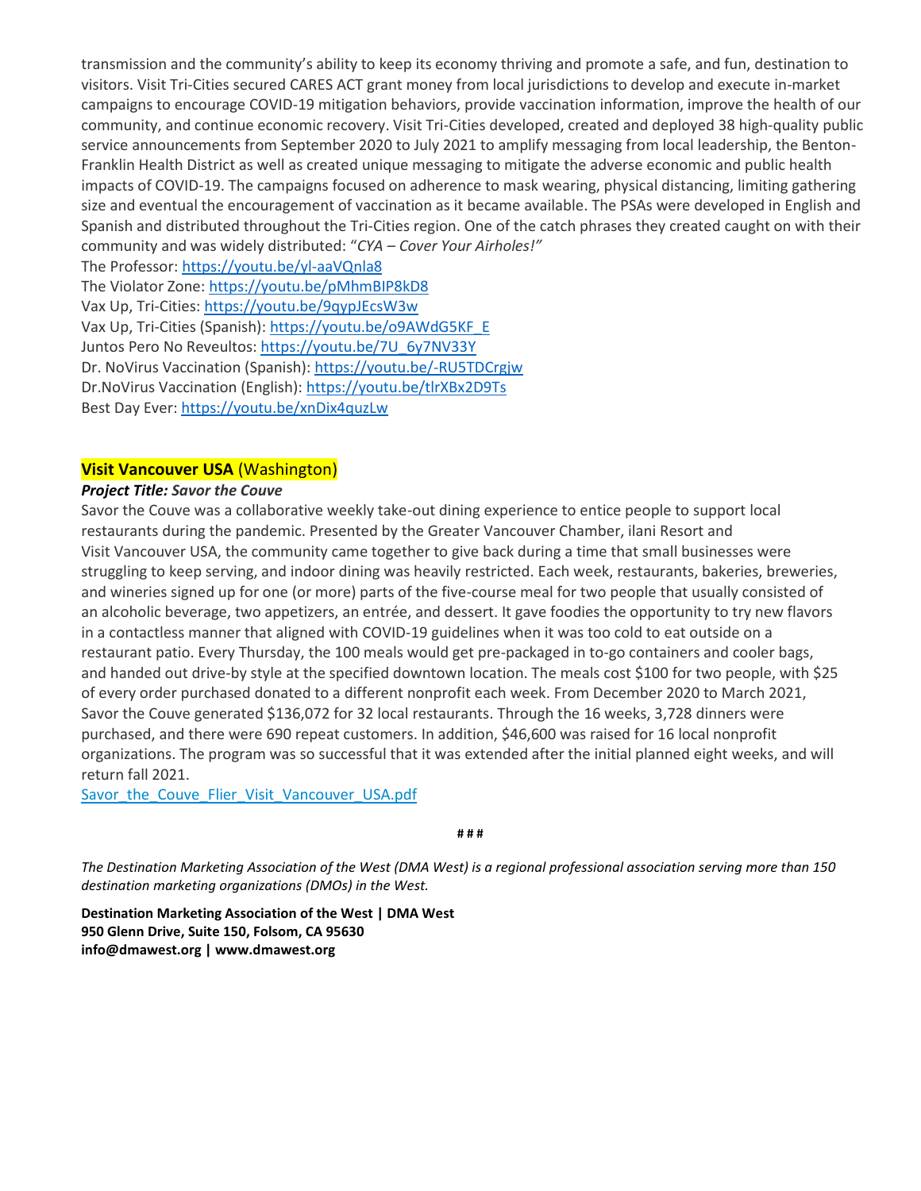transmission and the community's ability to keep its economy thriving and promote a safe, and fun, destination to visitors. Visit Tri-Cities secured CARES ACT grant money from local jurisdictions to develop and execute in-market campaigns to encourage COVID-19 mitigation behaviors, provide vaccination information, improve the health of our community, and continue economic recovery. Visit Tri-Cities developed, created and deployed 38 high-quality public service announcements from September 2020 to July 2021 to amplify messaging from local leadership, the Benton-Franklin Health District as well as created unique messaging to mitigate the adverse economic and public health impacts of COVID-19. The campaigns focused on adherence to mask wearing, physical distancing, limiting gathering size and eventual the encouragement of vaccination as it became available. The PSAs were developed in English and Spanish and distributed throughout the Tri-Cities region. One of the catch phrases they created caught on with their community and was widely distributed: "*CYA – Cover Your Airholes!"*

The Professor: https://youtu.be/yl-aaVQnla8
The Violator Zone: https://youtu.be/pMhmBIP8kD8
Vax Up, Tri-Cities: https://youtu.be/9qypJEcsW3w
Vax Up, Tri-Cities (Spanish): https://youtu.be/o9AWdG5KF_E
Juntos Pero No Reveultos: https://youtu.be/7U_6y7NV33Y
Dr. NoVirus Vaccination (Spanish): https://youtu.be/-RU5TDCrgjw
Dr.NoVirus Vaccination (English): https://youtu.be/tlrXBx2D9Ts
Best Day Ever: https://youtu.be/xnDix4quzLw

## **Visit Vancouver USA** (Washington)

***Project Title: Savor the Couve***

Savor the Couve was a collaborative weekly take-out dining experience to entice people to support local restaurants during the pandemic. Presented by the Greater Vancouver Chamber, ilani Resort and Visit Vancouver USA, the community came together to give back during a time that small businesses were struggling to keep serving, and indoor dining was heavily restricted. Each week, restaurants, bakeries, breweries, and wineries signed up for one (or more) parts of the five-course meal for two people that usually consisted of an alcoholic beverage, two appetizers, an entrée, and dessert. It gave foodies the opportunity to try new flavors in a contactless manner that aligned with COVID-19 guidelines when it was too cold to eat outside on a restaurant patio. Every Thursday, the 100 meals would get pre-packaged in to-go containers and cooler bags, and handed out drive-by style at the specified downtown location. The meals cost $100 for two people, with $25 of every order purchased donated to a different nonprofit each week. From December 2020 to March 2021, Savor the Couve generated $136,072 for 32 local restaurants. Through the 16 weeks, 3,728 dinners were purchased, and there were 690 repeat customers. In addition, $46,600 was raised for 16 local nonprofit organizations. The program was so successful that it was extended after the initial planned eight weeks, and will return fall 2021.

Savor_the_Couve_Flier_Visit_Vancouver_USA.pdf

**# # #**

*The Destination Marketing Association of the West (DMA West) is a regional professional association serving more than 150 destination marketing organizations (DMOs) in the West.*

**Destination Marketing Association of the West | DMA West**
**950 Glenn Drive, Suite 150, Folsom, CA 95630**
**info@dmawest.org | www.dmawest.org**